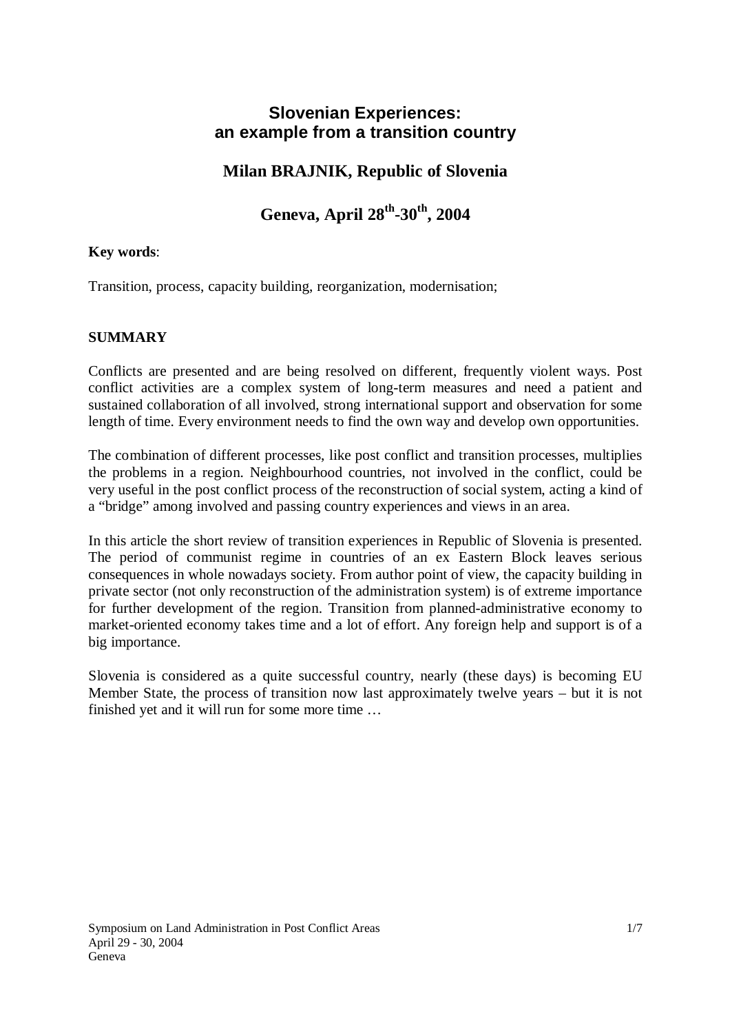# Slovenian Experiences: an example from a transition country

## Milan BRAJNIK, Republic of Slovenia

## Geneva, April 28th-30th, 2004

**Key words**:

Transition, process, capacity building, reorganization, modernisation;

**SUMMARY**

Conflicts are presented and are being resolved on different, frequently violent ways. Post conflict activities are a complex system of long-term measures and need a patient and sustained collaboration of all involved, strong international support and observation for some length of time. Every environment needs to find the own way and develop own opportunities.

The combination of different processes, like post conflict and transition processes, multiplies the problems in a region. Neighbourhood countries, not involved in the conflict, could be very useful in the post conflict process of the reconstruction of social system, acting a kind of a "bridge" among involved and passing country experiences and views in an area.

In this article the short review of transition experiences in Republic of Slovenia is presented. The period of communist regime in countries of an ex Eastern Block leaves serious consequences in whole nowadays society. From author point of view, the capacity building in private sector (not only reconstruction of the administration system) is of extreme importance for further development of the region. Transition from planned-administrative economy to market-oriented economy takes time and a lot of effort. Any foreign help and support is of a big importance.

Slovenia is considered as a quite successful country, nearly (these days) is becoming EU Member State, the process of transition now last approximately twelve years – but it is not finished yet and it will run for some more time …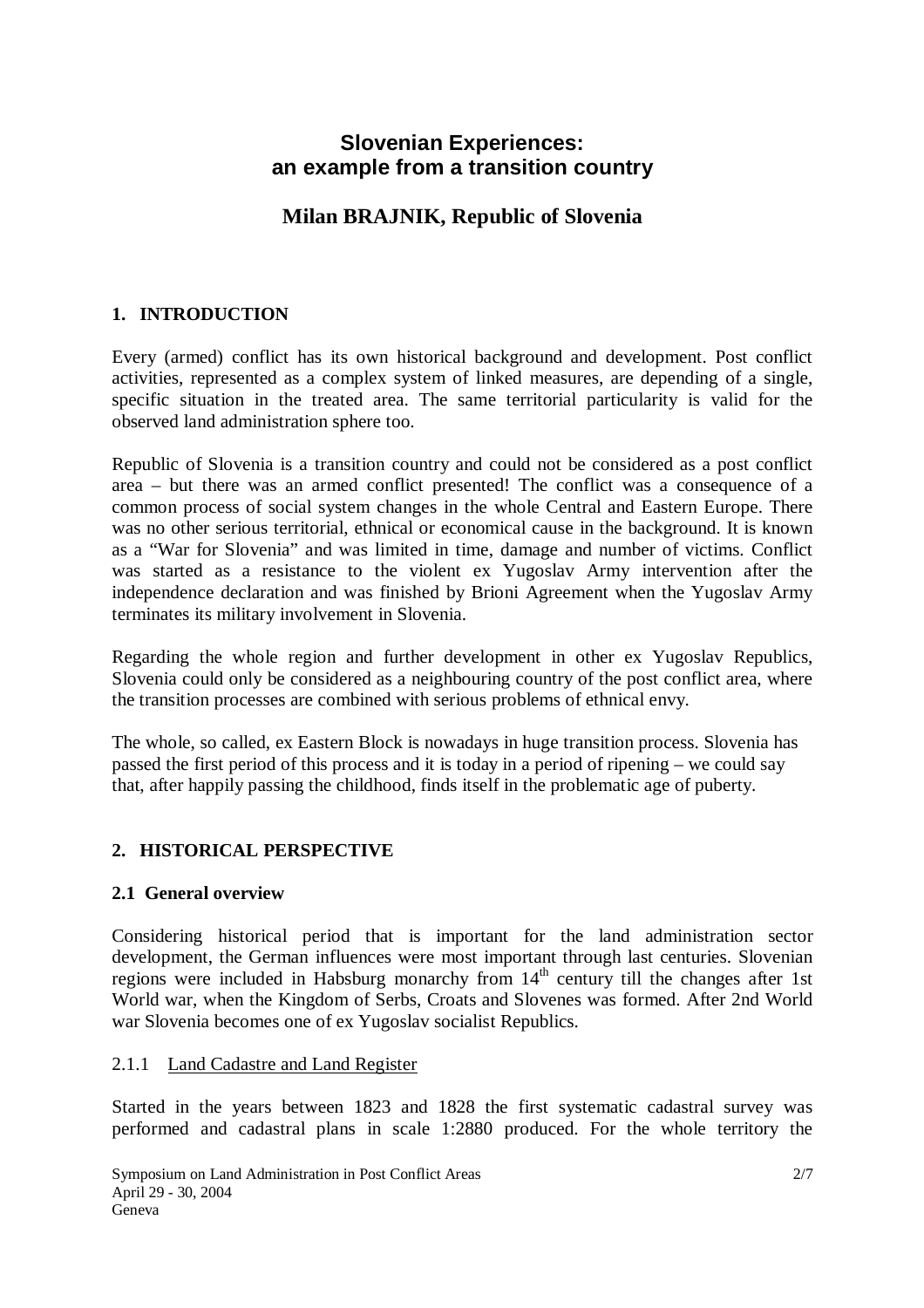# Slovenian Experiences: an example from a transition country

## Milan BRAJNIK, Republic of Slovenia

## 1. INTRODUCTION

Every (armed) conflict has its own historical background and development. Post conflict activities, represented as a complex system of linked measures, are depending of a single, specific situation in the treated area. The same territorial particularity is valid for the observed land administration sphere too.

Republic of Slovenia is a transition country and could not be considered as a post conflict area – but there was an armed conflict presented! The conflict was a consequence of a common process of social system changes in the whole Central and Eastern Europe. There was no other serious territorial, ethnical or economical cause in the background. It is known as a "War for Slovenia" and was limited in time, damage and number of victims. Conflict was started as a resistance to the violent ex Yugoslav Army intervention after the independence declaration and was finished by Brioni Agreement when the Yugoslav Army terminates its military involvement in Slovenia.

Regarding the whole region and further development in other ex Yugoslav Republics, Slovenia could only be considered as a neighbouring country of the post conflict area, where the transition processes are combined with serious problems of ethnical envy.

The whole, so called, ex Eastern Block is nowadays in huge transition process. Slovenia has passed the first period of this process and it is today in a period of ripening – we could say that, after happily passing the childhood, finds itself in the problematic age of puberty.

## 2. HISTORICAL PERSPECTIVE

### 2.1 General overview

Considering historical period that is important for the land administration sector development, the German influences were most important through last centuries. Slovenian regions were included in Habsburg monarchy from 14th century till the changes after 1st World war, when the Kingdom of Serbs, Croats and Slovenes was formed. After 2nd World war Slovenia becomes one of ex Yugoslav socialist Republics.

#### 2.1.1 Land Cadastre and Land Register

Started in the years between 1823 and 1828 the first systematic cadastral survey was performed and cadastral plans in scale 1:2880 produced. For the whole territory the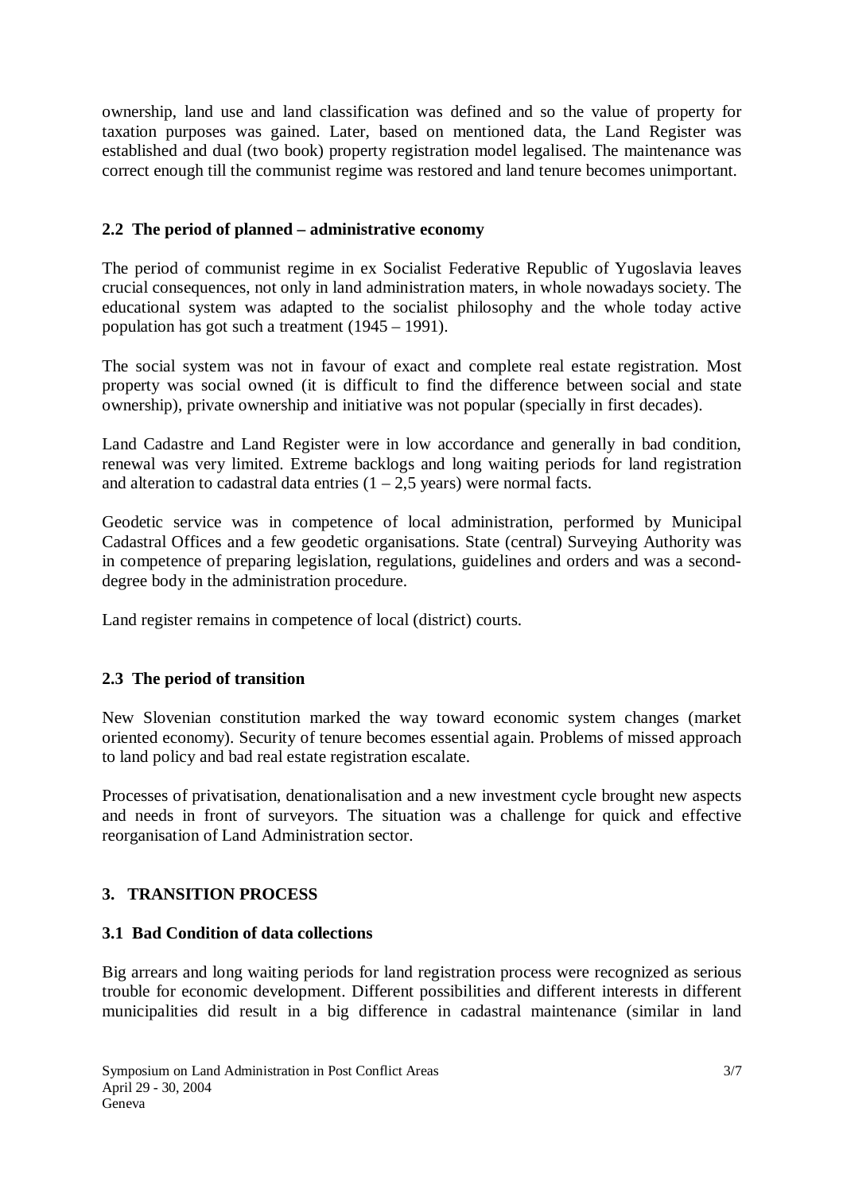ownership, land use and land classification was defined and so the value of property for taxation purposes was gained. Later, based on mentioned data, the Land Register was established and dual (two book) property registration model legalised. The maintenance was correct enough till the communist regime was restored and land tenure becomes unimportant.

### 2.2 The period of planned – administrative economy

The period of communist regime in ex Socialist Federative Republic of Yugoslavia leaves crucial consequences, not only in land administration maters, in whole nowadays society. The educational system was adapted to the socialist philosophy and the whole today active population has got such a treatment (1945 – 1991).

The social system was not in favour of exact and complete real estate registration. Most property was social owned (it is difficult to find the difference between social and state ownership), private ownership and initiative was not popular (specially in first decades).

Land Cadastre and Land Register were in low accordance and generally in bad condition, renewal was very limited. Extreme backlogs and long waiting periods for land registration and alteration to cadastral data entries (1 – 2,5 years) were normal facts.

Geodetic service was in competence of local administration, performed by Municipal Cadastral Offices and a few geodetic organisations. State (central) Surveying Authority was in competence of preparing legislation, regulations, guidelines and orders and was a second-degree body in the administration procedure.

Land register remains in competence of local (district) courts.

### 2.3 The period of transition

New Slovenian constitution marked the way toward economic system changes (market oriented economy). Security of tenure becomes essential again. Problems of missed approach to land policy and bad real estate registration escalate.

Processes of privatisation, denationalisation and a new investment cycle brought new aspects and needs in front of surveyors. The situation was a challenge for quick and effective reorganisation of Land Administration sector.

## 3. TRANSITION PROCESS

### 3.1 Bad Condition of data collections

Big arrears and long waiting periods for land registration process were recognized as serious trouble for economic development. Different possibilities and different interests in different municipalities did result in a big difference in cadastral maintenance (similar in land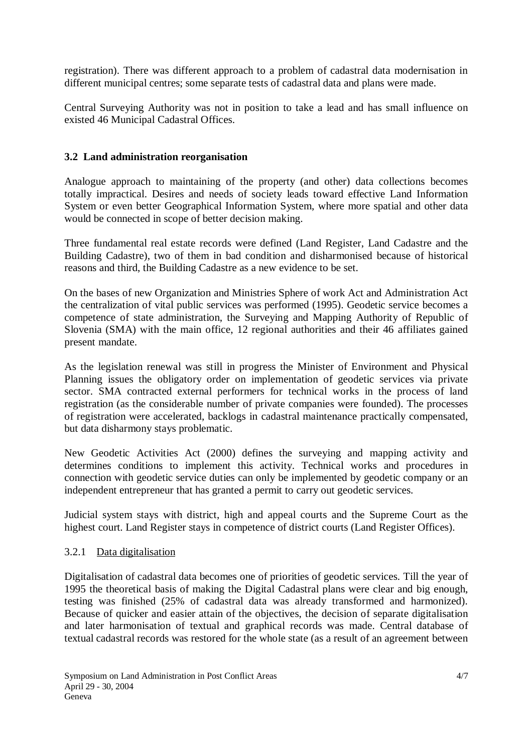registration). There was different approach to a problem of cadastral data modernisation in different municipal centres; some separate tests of cadastral data and plans were made.

Central Surveying Authority was not in position to take a lead and has small influence on existed 46 Municipal Cadastral Offices.

### 3.2 Land administration reorganisation

Analogue approach to maintaining of the property (and other) data collections becomes totally impractical. Desires and needs of society leads toward effective Land Information System or even better Geographical Information System, where more spatial and other data would be connected in scope of better decision making.

Three fundamental real estate records were defined (Land Register, Land Cadastre and the Building Cadastre), two of them in bad condition and disharmonised because of historical reasons and third, the Building Cadastre as a new evidence to be set.

On the bases of new Organization and Ministries Sphere of work Act and Administration Act the centralization of vital public services was performed (1995). Geodetic service becomes a competence of state administration, the Surveying and Mapping Authority of Republic of Slovenia (SMA) with the main office, 12 regional authorities and their 46 affiliates gained present mandate.

As the legislation renewal was still in progress the Minister of Environment and Physical Planning issues the obligatory order on implementation of geodetic services via private sector. SMA contracted external performers for technical works in the process of land registration (as the considerable number of private companies were founded). The processes of registration were accelerated, backlogs in cadastral maintenance practically compensated, but data disharmony stays problematic.

New Geodetic Activities Act (2000) defines the surveying and mapping activity and determines conditions to implement this activity. Technical works and procedures in connection with geodetic service duties can only be implemented by geodetic company or an independent entrepreneur that has granted a permit to carry out geodetic services.

Judicial system stays with district, high and appeal courts and the Supreme Court as the highest court. Land Register stays in competence of district courts (Land Register Offices).

#### 3.2.1 Data digitalisation

Digitalisation of cadastral data becomes one of priorities of geodetic services. Till the year of 1995 the theoretical basis of making the Digital Cadastral plans were clear and big enough, testing was finished (25% of cadastral data was already transformed and harmonized). Because of quicker and easier attain of the objectives, the decision of separate digitalisation and later harmonisation of textual and graphical records was made. Central database of textual cadastral records was restored for the whole state (as a result of an agreement between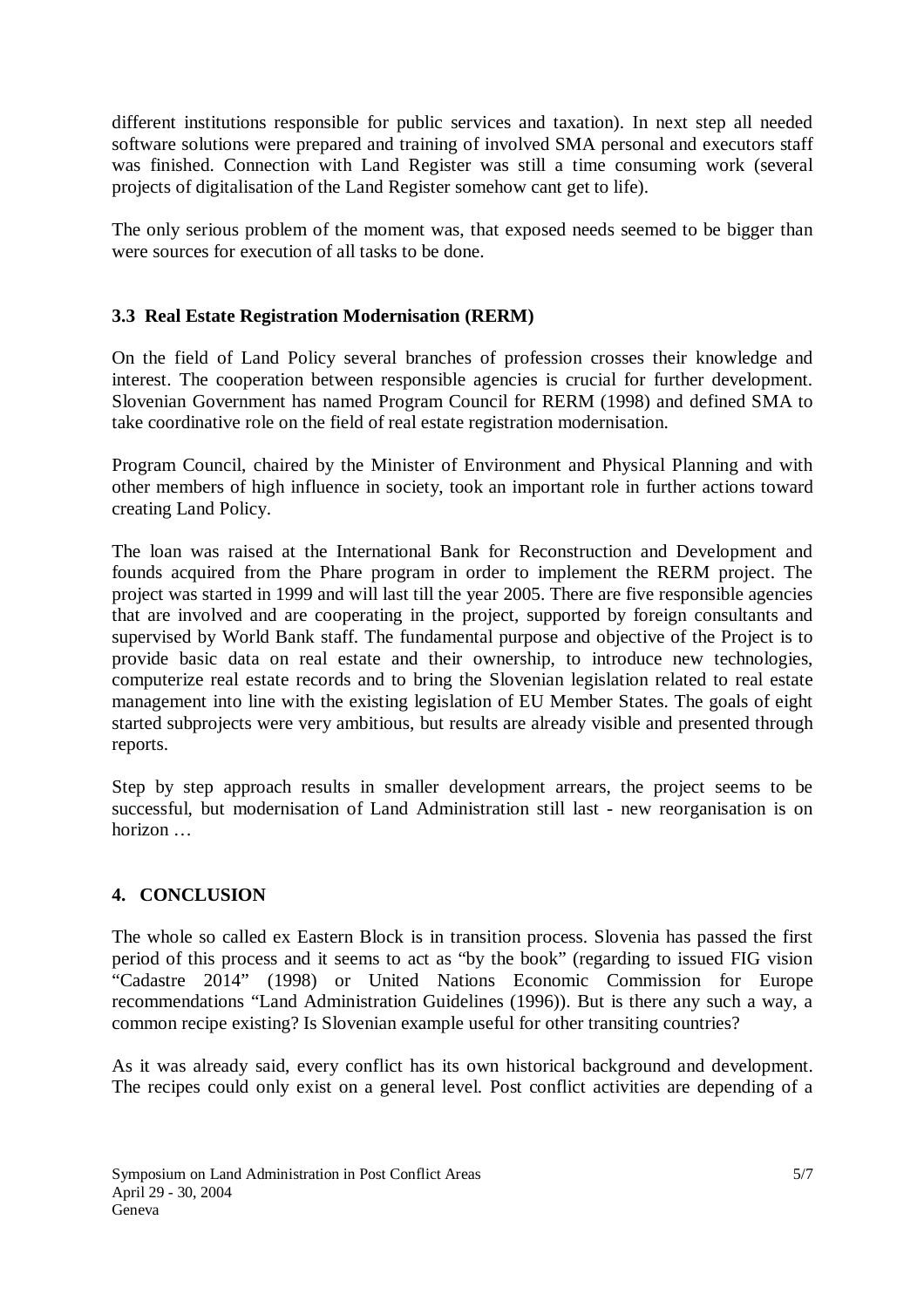different institutions responsible for public services and taxation). In next step all needed software solutions were prepared and training of involved SMA personal and executors staff was finished. Connection with Land Register was still a time consuming work (several projects of digitalisation of the Land Register somehow cant get to life).

The only serious problem of the moment was, that exposed needs seemed to be bigger than were sources for execution of all tasks to be done.

### 3.3 Real Estate Registration Modernisation (RERM)

On the field of Land Policy several branches of profession crosses their knowledge and interest. The cooperation between responsible agencies is crucial for further development. Slovenian Government has named Program Council for RERM (1998) and defined SMA to take coordinative role on the field of real estate registration modernisation.

Program Council, chaired by the Minister of Environment and Physical Planning and with other members of high influence in society, took an important role in further actions toward creating Land Policy.

The loan was raised at the International Bank for Reconstruction and Development and founds acquired from the Phare program in order to implement the RERM project. The project was started in 1999 and will last till the year 2005. There are five responsible agencies that are involved and are cooperating in the project, supported by foreign consultants and supervised by World Bank staff. The fundamental purpose and objective of the Project is to provide basic data on real estate and their ownership, to introduce new technologies, computerize real estate records and to bring the Slovenian legislation related to real estate management into line with the existing legislation of EU Member States. The goals of eight started subprojects were very ambitious, but results are already visible and presented through reports.

Step by step approach results in smaller development arrears, the project seems to be successful, but modernisation of Land Administration still last - new reorganisation is on horizon …

## 4. CONCLUSION

The whole so called ex Eastern Block is in transition process. Slovenia has passed the first period of this process and it seems to act as "by the book" (regarding to issued FIG vision "Cadastre 2014" (1998) or United Nations Economic Commission for Europe recommendations "Land Administration Guidelines (1996)). But is there any such a way, a common recipe existing? Is Slovenian example useful for other transiting countries?

As it was already said, every conflict has its own historical background and development. The recipes could only exist on a general level. Post conflict activities are depending of a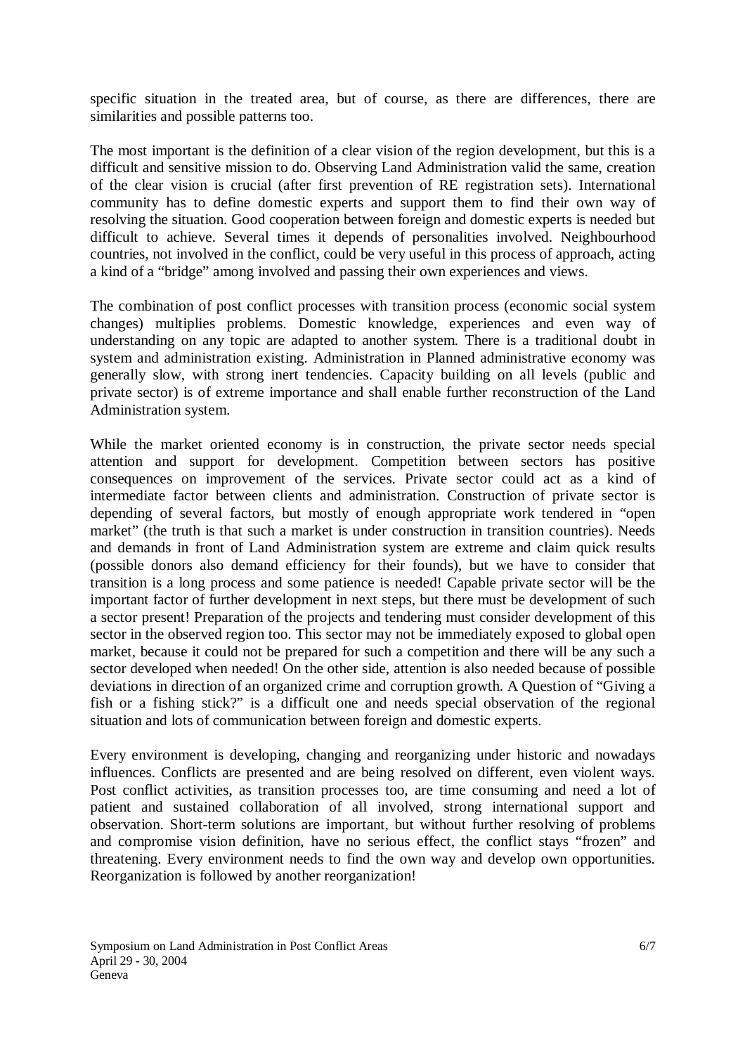specific situation in the treated area, but of course, as there are differences, there are similarities and possible patterns too.

The most important is the definition of a clear vision of the region development, but this is a difficult and sensitive mission to do. Observing Land Administration valid the same, creation of the clear vision is crucial (after first prevention of RE registration sets). International community has to define domestic experts and support them to find their own way of resolving the situation. Good cooperation between foreign and domestic experts is needed but difficult to achieve. Several times it depends of personalities involved. Neighbourhood countries, not involved in the conflict, could be very useful in this process of approach, acting a kind of a "bridge" among involved and passing their own experiences and views.

The combination of post conflict processes with transition process (economic social system changes) multiplies problems. Domestic knowledge, experiences and even way of understanding on any topic are adapted to another system. There is a traditional doubt in system and administration existing. Administration in Planned administrative economy was generally slow, with strong inert tendencies. Capacity building on all levels (public and private sector) is of extreme importance and shall enable further reconstruction of the Land Administration system.

While the market oriented economy is in construction, the private sector needs special attention and support for development. Competition between sectors has positive consequences on improvement of the services. Private sector could act as a kind of intermediate factor between clients and administration. Construction of private sector is depending of several factors, but mostly of enough appropriate work tendered in "open market" (the truth is that such a market is under construction in transition countries). Needs and demands in front of Land Administration system are extreme and claim quick results (possible donors also demand efficiency for their founds), but we have to consider that transition is a long process and some patience is needed! Capable private sector will be the important factor of further development in next steps, but there must be development of such a sector present! Preparation of the projects and tendering must consider development of this sector in the observed region too. This sector may not be immediately exposed to global open market, because it could not be prepared for such a competition and there will be any such a sector developed when needed! On the other side, attention is also needed because of possible deviations in direction of an organized crime and corruption growth. A Question of "Giving a fish or a fishing stick?" is a difficult one and needs special observation of the regional situation and lots of communication between foreign and domestic experts.

Every environment is developing, changing and reorganizing under historic and nowadays influences. Conflicts are presented and are being resolved on different, even violent ways. Post conflict activities, as transition processes too, are time consuming and need a lot of patient and sustained collaboration of all involved, strong international support and observation. Short-term solutions are important, but without further resolving of problems and compromise vision definition, have no serious effect, the conflict stays "frozen" and threatening. Every environment needs to find the own way and develop own opportunities. Reorganization is followed by another reorganization!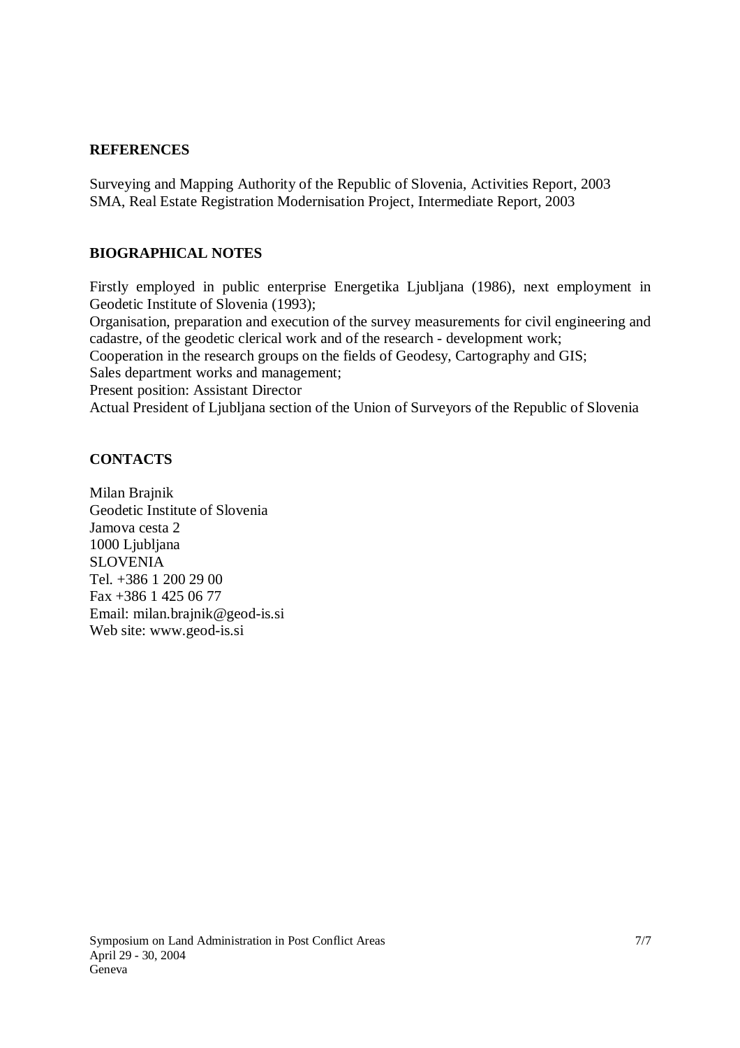## REFERENCES

Surveying and Mapping Authority of the Republic of Slovenia, Activities Report, 2003
SMA, Real Estate Registration Modernisation Project, Intermediate Report, 2003

## BIOGRAPHICAL NOTES

Firstly employed in public enterprise Energetika Ljubljana (1986), next employment in Geodetic Institute of Slovenia (1993);
Organisation, preparation and execution of the survey measurements for civil engineering and cadastre, of the geodetic clerical work and of the research - development work;
Cooperation in the research groups on the fields of Geodesy, Cartography and GIS;
Sales department works and management;
Present position: Assistant Director
Actual President of Ljubljana section of the Union of Surveyors of the Republic of Slovenia

## CONTACTS

Milan Brajnik
Geodetic Institute of Slovenia
Jamova cesta 2
1000 Ljubljana
SLOVENIA
Tel. +386 1 200 29 00
Fax +386 1 425 06 77
Email: milan.brajnik@geod-is.si
Web site: www.geod-is.si